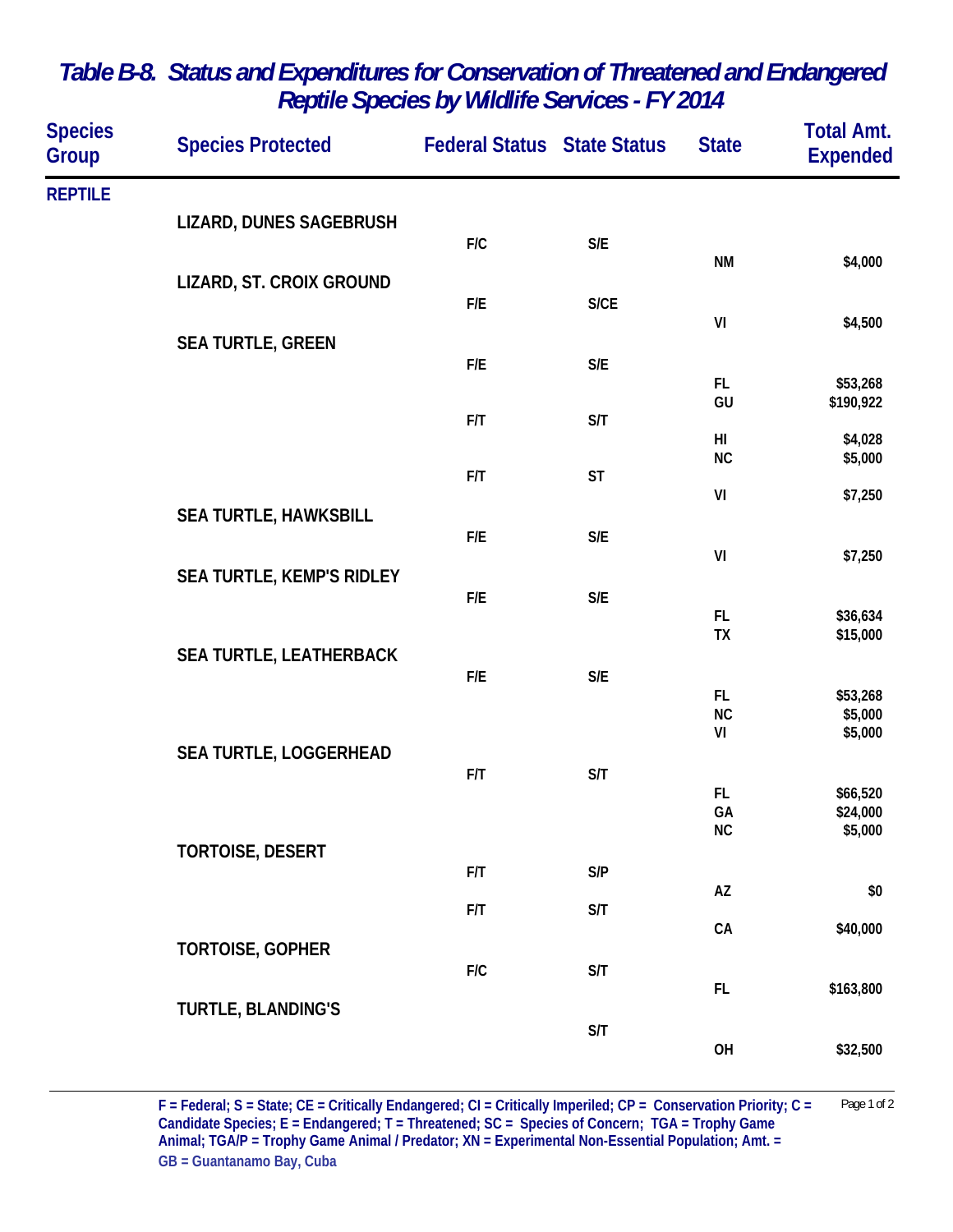# Table B-8. Status and Expenditures for Conservation of Threatened and Endangered Reptile Species by Wildlife Services - FY 2014

| Species Group | Species Protected | Federal Status | State Status | State | Total Amt. Expended |
|---|---|---|---|---|---|
| REPTILE | | | | | |
| | LIZARD, DUNES SAGEBRUSH | | | | |
| | | F/C | S/E | | |
| | | | | NM | $4,000 |
| | LIZARD, ST. CROIX GROUND | | | | |
| | | F/E | S/CE | | |
| | | | | VI | $4,500 |
| | SEA TURTLE, GREEN | | | | |
| | | F/E | S/E | | |
| | | | | FL | $53,268 |
| | | | | GU | $190,922 |
| | | F/T | S/T | | |
| | | | | HI | $4,028 |
| | | | | NC | $5,000 |
| | | F/T | ST | | |
| | | | | VI | $7,250 |
| | SEA TURTLE, HAWKSBILL | | | | |
| | | F/E | S/E | | |
| | | | | VI | $7,250 |
| | SEA TURTLE, KEMP'S RIDLEY | | | | |
| | | F/E | S/E | | |
| | | | | FL | $36,634 |
| | | | | TX | $15,000 |
| | SEA TURTLE, LEATHERBACK | | | | |
| | | F/E | S/E | | |
| | | | | FL | $53,268 |
| | | | | NC | $5,000 |
| | | | | VI | $5,000 |
| | SEA TURTLE, LOGGERHEAD | | | | |
| | | F/T | S/T | | |
| | | | | FL | $66,520 |
| | | | | GA | $24,000 |
| | | | | NC | $5,000 |
| | TORTOISE, DESERT | | | | |
| | | F/T | S/P | | |
| | | | | AZ | $0 |
| | | F/T | S/T | | |
| | | | | CA | $40,000 |
| | TORTOISE, GOPHER | | | | |
| | | F/C | S/T | | |
| | | | | FL | $163,800 |
| | TURTLE, BLANDING'S | | | | |
| | | | S/T | | |
| | | | | OH | $32,500 |

F = Federal; S = State; CE = Critically Endangered; CI = Critically Imperiled; CP = Conservation Priority; C = Candidate Species; E = Endangered; T = Threatened; SC = Species of Concern; TGA = Trophy Game Animal; TGA/P = Trophy Game Animal / Predator; XN = Experimental Non-Essential Population; Amt. = GB = Guantanamo Bay, Cuba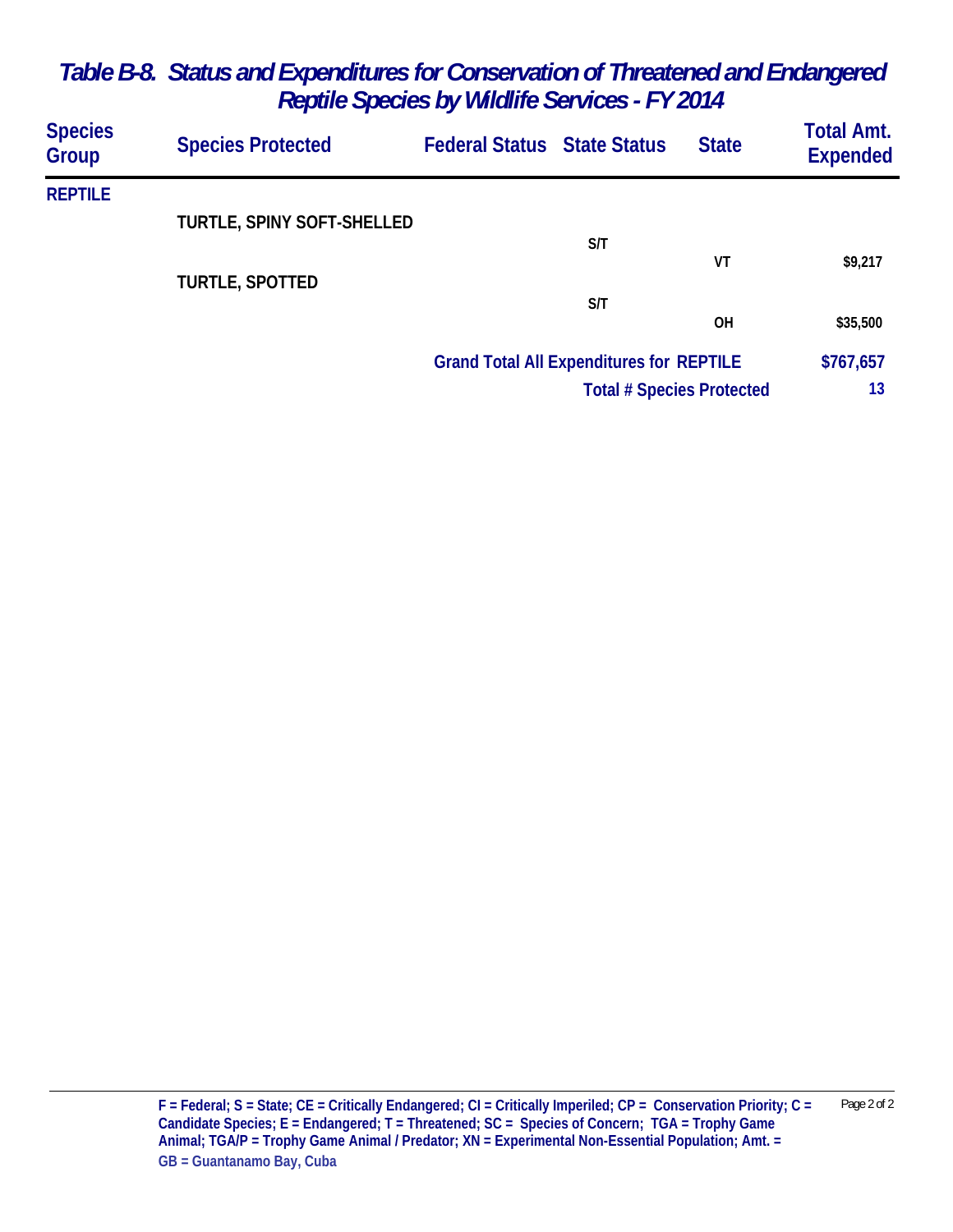## Table B-8. Status and Expenditures for Conservation of Threatened and Endangered Reptile Species by Wildlife Services - FY 2014

| Species Group | Species Protected | Federal Status | State Status | State | Total Amt. Expended |
|---|---|---|---|---|---|
| REPTILE | | | | | |
| | TURTLE, SPINY SOFT-SHELLED | | S/T | VT | $9,217 |
| | TURTLE, SPOTTED | | S/T | OH | $35,500 |
| | | Grand Total All Expenditures for REPTILE | | | $767,657 |
| | | | Total # Species Protected | | 13 |

F = Federal; S = State; CE = Critically Endangered; CI = Critically Imperiled; CP = Conservation Priority; C = Candidate Species; E = Endangered; T = Threatened; SC = Species of Concern; TGA = Trophy Game Animal; TGA/P = Trophy Game Animal / Predator; XN = Experimental Non-Essential Population; Amt. =

GB = Guantanamo Bay, Cuba